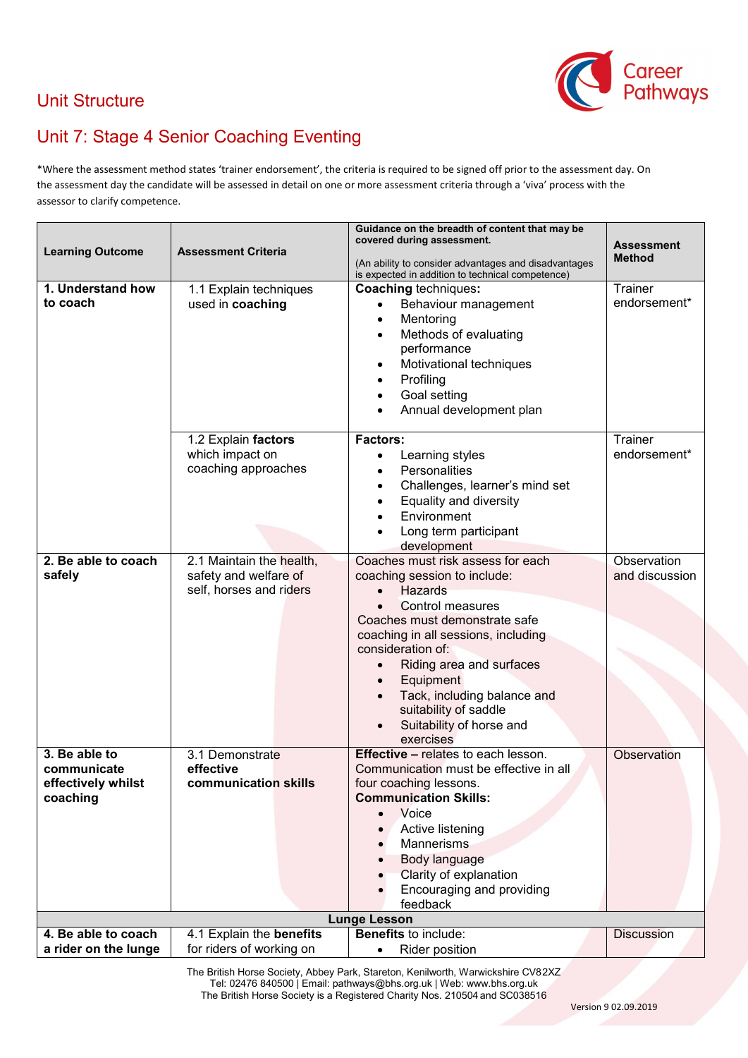# Unit Structure

## Unit 7: Stage 4 Senior Coaching Eventing

*Where the assessment method states 'trainer endorsement', the criteria is required to be signed off prior to the assessment day. On the assessment day the candidate will be assessed in detail on one or more assessment criteria through a 'viva' process with the assessor to clarify competence.

| Learning Outcome | Assessment Criteria | Guidance on the breadth of content that may be covered during assessment. (An ability to consider advantages and disadvantages is expected in addition to technical competence) | Assessment Method |
|---|---|---|---|
| **1. Understand how to coach** | 1.1 Explain techniques used in **coaching** | **Coaching** techniques:<br>• Behaviour management<br>• Mentoring<br>• Methods of evaluating performance<br>• Motivational techniques<br>• Profiling<br>• Goal setting<br>• Annual development plan | Trainer endorsement* |
| | 1.2 Explain **factors** which impact on coaching approaches | **Factors:**<br>• Learning styles<br>• Personalities<br>• Challenges, learner's mind set<br>• Equality and diversity<br>• Environment<br>• Long term participant development | Trainer endorsement* |
| **2. Be able to coach safely** | 2.1 Maintain the health, safety and welfare of self, horses and riders | Coaches must risk assess for each coaching session to include:<br>• Hazards<br>• Control measures<br>Coaches must demonstrate safe coaching in all sessions, including consideration of:<br>• Riding area and surfaces<br>• Equipment<br>• Tack, including balance and suitability of saddle<br>• Suitability of horse and exercises | Observation and discussion |
| **3. Be able to communicate effectively whilst coaching** | 3.1 Demonstrate **effective communication skills** | **Effective –** relates to each lesson. Communication must be effective in all four coaching lessons.<br>**Communication Skills:**<br>• Voice<br>• Active listening<br>• Mannerisms<br>• Body language<br>• Clarity of explanation<br>• Encouraging and providing feedback | Observation |
| | | **Lunge Lesson** | |
| **4. Be able to coach a rider on the lunge** | 4.1 Explain the **benefits** for riders of working on | **Benefits** to include:<br>• Rider position | Discussion |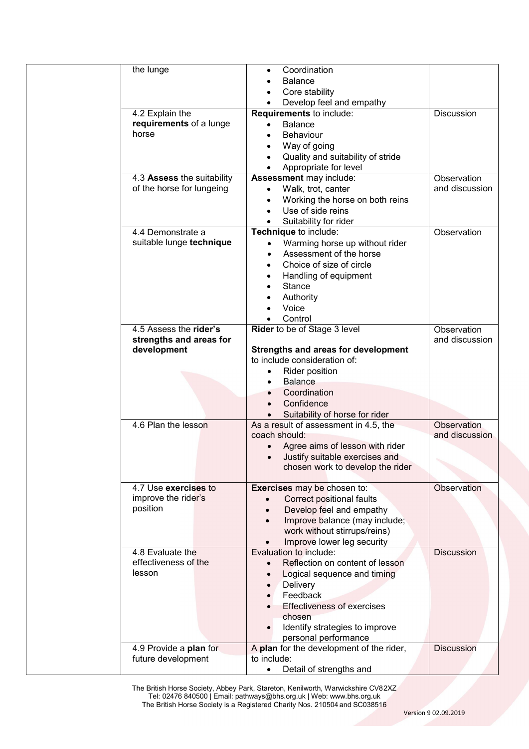| | | | |
|---|---|---|---|
| | the lunge | • Coordination<br>• Balance<br>• Core stability<br>• Develop feel and empathy | |
| | 4.2 Explain the **requirements** of a lunge horse | **Requirements** to include:<br>• Balance<br>• Behaviour<br>• Way of going<br>• Quality and suitability of stride<br>• Appropriate for level | Discussion |
| | 4.3 **Assess** the suitability of the horse for lungeing | **Assessment** may include:<br>• Walk, trot, canter<br>• Working the horse on both reins<br>• Use of side reins<br>• Suitability for rider | Observation and discussion |
| | 4.4 Demonstrate a suitable lunge **technique** | **Technique** to include:<br>• Warming horse up without rider<br>• Assessment of the horse<br>• Choice of size of circle<br>• Handling of equipment<br>• Stance<br>• Authority<br>• Voice<br>• Control | Observation |
| | 4.5 Assess the **rider's strengths and areas for development** | **Rider** to be of Stage 3 level<br><br>**Strengths and areas for development** to include consideration of:<br>• Rider position<br>• Balance<br>• Coordination<br>• Confidence<br>• Suitability of horse for rider | Observation and discussion |
| | 4.6 Plan the lesson | As a result of assessment in 4.5, the coach should:<br>• Agree aims of lesson with rider<br>• Justify suitable exercises and chosen work to develop the rider | Observation and discussion |
| | 4.7 Use **exercises** to improve the rider's position | **Exercises** may be chosen to:<br>• Correct positional faults<br>• Develop feel and empathy<br>• Improve balance (may include; work without stirrups/reins)<br>• Improve lower leg security | Observation |
| | 4.8 Evaluate the effectiveness of the lesson | Evaluation to include:<br>• Reflection on content of lesson<br>• Logical sequence and timing<br>• Delivery<br>• Feedback<br>• Effectiveness of exercises chosen<br>• Identify strategies to improve personal performance | Discussion |
| | 4.9 Provide a **plan** for future development | A **plan** for the development of the rider, to include:<br>• Detail of strengths and | Discussion |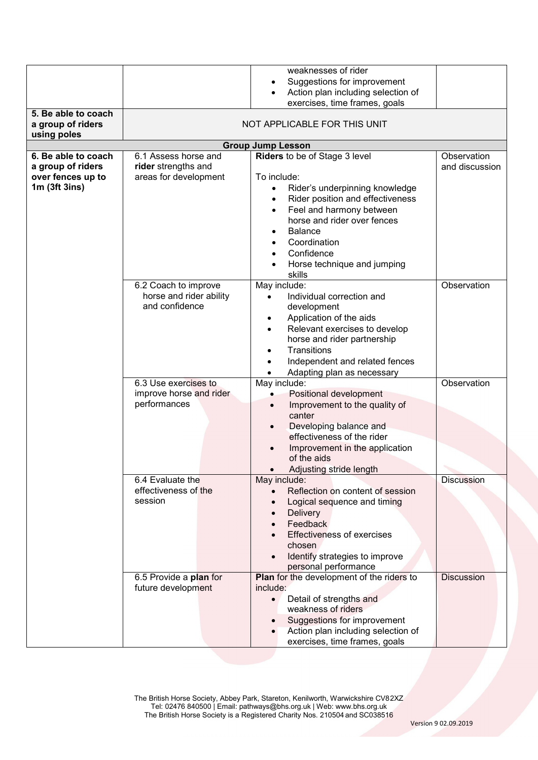| | | | |
|---|---|---|---|
| | | weaknesses of rider<br>• Suggestions for improvement<br>• Action plan including selection of exercises, time frames, goals | |
| **5. Be able to coach a group of riders using poles** | NOT APPLICABLE FOR THIS UNIT | | |
| **Group Jump Lesson** | | | |
| **6. Be able to coach a group of riders over fences up to 1m (3ft 3ins)** | 6.1 Assess horse and **rider** strengths and areas for development | **Riders** to be of Stage 3 level<br><br>To include:<br>• Rider's underpinning knowledge<br>• Rider position and effectiveness<br>• Feel and harmony between horse and rider over fences<br>• Balance<br>• Coordination<br>• Confidence<br>• Horse technique and jumping skills | Observation and discussion |
| | 6.2 Coach to improve horse and rider ability and confidence | May include:<br>• Individual correction and development<br>• Application of the aids<br>• Relevant exercises to develop horse and rider partnership<br>• Transitions<br>• Independent and related fences<br>• Adapting plan as necessary | Observation |
| | 6.3 Use exercises to improve horse and rider performances | May include:<br>• Positional development<br>• Improvement to the quality of canter<br>• Developing balance and effectiveness of the rider<br>• Improvement in the application of the aids<br>• Adjusting stride length | Observation |
| | 6.4 Evaluate the effectiveness of the session | May include:<br>• Reflection on content of session<br>• Logical sequence and timing<br>• Delivery<br>• Feedback<br>• Effectiveness of exercises chosen<br>• Identify strategies to improve personal performance | Discussion |
| | 6.5 Provide a **plan** for future development | **Plan** for the development of the riders to include:<br>• Detail of strengths and weakness of riders<br>• Suggestions for improvement<br>• Action plan including selection of exercises, time frames, goals | Discussion |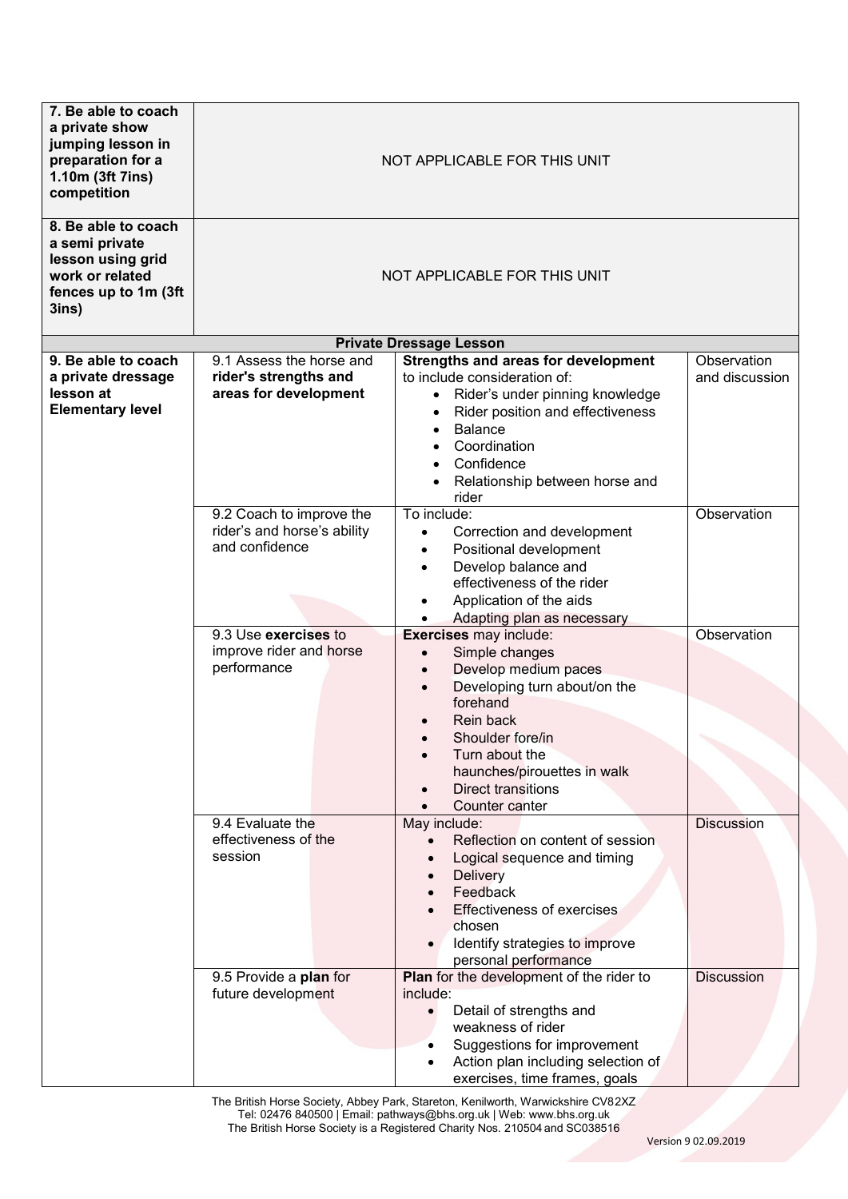| | | | |
|---|---|---|---|
| **7. Be able to coach a private show jumping lesson in preparation for a 1.10m (3ft 7ins) competition** | NOT APPLICABLE FOR THIS UNIT | | |
| **8. Be able to coach a semi private lesson using grid work or related fences up to 1m (3ft 3ins)** | NOT APPLICABLE FOR THIS UNIT | | |
| **Private Dressage Lesson** | | | |
| **9. Be able to coach a private dressage lesson at Elementary level** | 9.1 Assess the horse and **rider's strengths and areas for development** | **Strengths and areas for development** to include consideration of:<br>• Rider's under pinning knowledge<br>• Rider position and effectiveness<br>• Balance<br>• Coordination<br>• Confidence<br>• Relationship between horse and rider | Observation and discussion |
| | 9.2 Coach to improve the rider's and horse's ability and confidence | To include:<br>• Correction and development<br>• Positional development<br>• Develop balance and effectiveness of the rider<br>• Application of the aids<br>• Adapting plan as necessary | Observation |
| | 9.3 Use **exercises** to improve rider and horse performance | **Exercises** may include:<br>• Simple changes<br>• Develop medium paces<br>• Developing turn about/on the forehand<br>• Rein back<br>• Shoulder fore/in<br>• Turn about the haunches/pirouettes in walk<br>• Direct transitions<br>• Counter canter | Observation |
| | 9.4 Evaluate the effectiveness of the session | May include:<br>• Reflection on content of session<br>• Logical sequence and timing<br>• Delivery<br>• Feedback<br>• Effectiveness of exercises chosen<br>• Identify strategies to improve personal performance | Discussion |
| | 9.5 Provide a **plan** for future development | **Plan** for the development of the rider to include:<br>• Detail of strengths and weakness of rider<br>• Suggestions for improvement<br>• Action plan including selection of exercises, time frames, goals | Discussion |

The British Horse Society, Abbey Park, Stareton, Kenilworth, Warwickshire CV82XZ
Tel: 02476 840500 | Email: pathways@bhs.org.uk | Web: www.bhs.org.uk
The British Horse Society is a Registered Charity Nos. 210504 and SC038516

Version 9 02.09.2019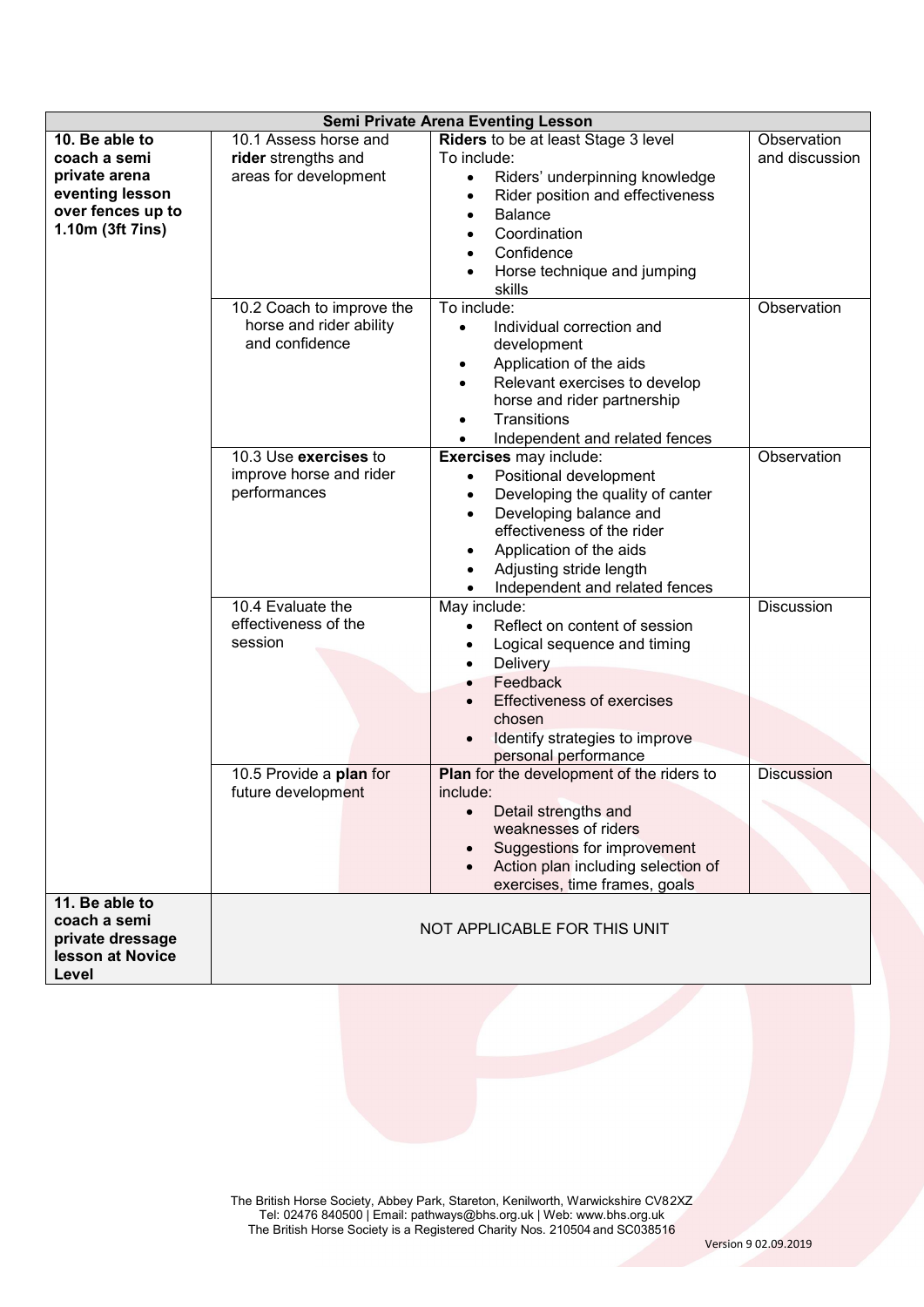| Semi Private Arena Eventing Lesson | | | |
|---|---|---|---|
| **10. Be able to coach a semi private arena eventing lesson over fences up to 1.10m (3ft 7ins)** | 10.1 Assess horse and **rider** strengths and areas for development | **Riders** to be at least Stage 3 level<br>To include:<br>• Riders' underpinning knowledge<br>• Rider position and effectiveness<br>• Balance<br>• Coordination<br>• Confidence<br>• Horse technique and jumping skills | Observation and discussion |
| | 10.2 Coach to improve the horse and rider ability and confidence | To include:<br>• Individual correction and development<br>• Application of the aids<br>• Relevant exercises to develop horse and rider partnership<br>• Transitions<br>• Independent and related fences | Observation |
| | 10.3 Use **exercises** to improve horse and rider performances | **Exercises** may include:<br>• Positional development<br>• Developing the quality of canter<br>• Developing balance and effectiveness of the rider<br>• Application of the aids<br>• Adjusting stride length<br>• Independent and related fences | Observation |
| | 10.4 Evaluate the effectiveness of the session | May include:<br>• Reflect on content of session<br>• Logical sequence and timing<br>• Delivery<br>• Feedback<br>• Effectiveness of exercises chosen<br>• Identify strategies to improve personal performance | Discussion |
| | 10.5 Provide a **plan** for future development | **Plan** for the development of the riders to include:<br>• Detail strengths and weaknesses of riders<br>• Suggestions for improvement<br>• Action plan including selection of exercises, time frames, goals | Discussion |
| **11. Be able to coach a semi private dressage lesson at Novice Level** | NOT APPLICABLE FOR THIS UNIT | | |

The British Horse Society, Abbey Park, Stareton, Kenilworth, Warwickshire CV82XZ
Tel: 02476 840500 | Email: pathways@bhs.org.uk | Web: www.bhs.org.uk
The British Horse Society is a Registered Charity Nos. 210504 and SC038516

Version 9 02.09.2019